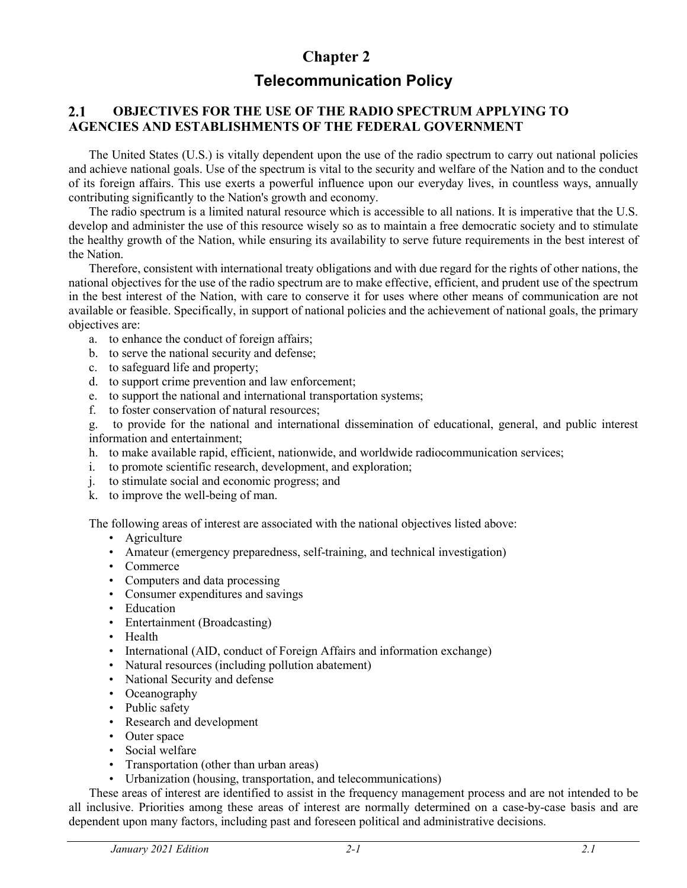# Chapter 2

# Telecommunication Policy

## 2.1 OBJECTIVES FOR THE USE OF THE RADIO SPECTRUM APPLYING TO AGENCIES AND ESTABLISHMENTS OF THE FEDERAL GOVERNMENT

The United States (U.S.) is vitally dependent upon the use of the radio spectrum to carry out national policies and achieve national goals. Use of the spectrum is vital to the security and welfare of the Nation and to the conduct of its foreign affairs. This use exerts a powerful influence upon our everyday lives, in countless ways, annually contributing significantly to the Nation's growth and economy.

The radio spectrum is a limited natural resource which is accessible to all nations. It is imperative that the U.S. develop and administer the use of this resource wisely so as to maintain a free democratic society and to stimulate the healthy growth of the Nation, while ensuring its availability to serve future requirements in the best interest of the Nation.

Therefore, consistent with international treaty obligations and with due regard for the rights of other nations, the national objectives for the use of the radio spectrum are to make effective, efficient, and prudent use of the spectrum in the best interest of the Nation, with care to conserve it for uses where other means of communication are not available or feasible. Specifically, in support of national policies and the achievement of national goals, the primary objectives are:

a. to enhance the conduct of foreign affairs;
b. to serve the national security and defense;
c. to safeguard life and property;
d. to support crime prevention and law enforcement;
e. to support the national and international transportation systems;
f. to foster conservation of natural resources;
g. to provide for the national and international dissemination of educational, general, and public interest information and entertainment;
h. to make available rapid, efficient, nationwide, and worldwide radiocommunication services;
i. to promote scientific research, development, and exploration;
j. to stimulate social and economic progress; and
k. to improve the well-being of man.

The following areas of interest are associated with the national objectives listed above:

- Agriculture
- Amateur (emergency preparedness, self-training, and technical investigation)
- Commerce
- Computers and data processing
- Consumer expenditures and savings
- Education
- Entertainment (Broadcasting)
- Health
- International (AID, conduct of Foreign Affairs and information exchange)
- Natural resources (including pollution abatement)
- National Security and defense
- Oceanography
- Public safety
- Research and development
- Outer space
- Social welfare
- Transportation (other than urban areas)
- Urbanization (housing, transportation, and telecommunications)

These areas of interest are identified to assist in the frequency management process and are not intended to be all inclusive. Priorities among these areas of interest are normally determined on a case-by-case basis and are dependent upon many factors, including past and foreseen political and administrative decisions.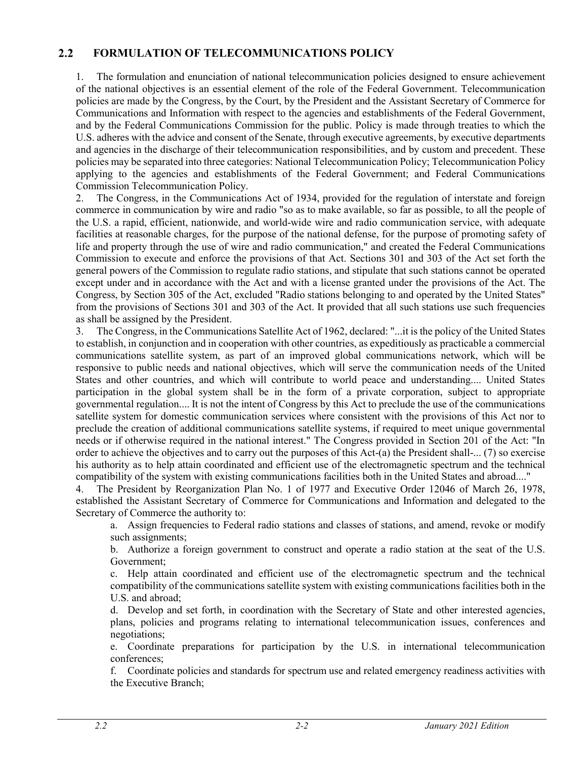## 2.2 FORMULATION OF TELECOMMUNICATIONS POLICY

1. The formulation and enunciation of national telecommunication policies designed to ensure achievement of the national objectives is an essential element of the role of the Federal Government. Telecommunication policies are made by the Congress, by the Court, by the President and the Assistant Secretary of Commerce for Communications and Information with respect to the agencies and establishments of the Federal Government, and by the Federal Communications Commission for the public. Policy is made through treaties to which the U.S. adheres with the advice and consent of the Senate, through executive agreements, by executive departments and agencies in the discharge of their telecommunication responsibilities, and by custom and precedent. These policies may be separated into three categories: National Telecommunication Policy; Telecommunication Policy applying to the agencies and establishments of the Federal Government; and Federal Communications Commission Telecommunication Policy.

2. The Congress, in the Communications Act of 1934, provided for the regulation of interstate and foreign commerce in communication by wire and radio "so as to make available, so far as possible, to all the people of the U.S. a rapid, efficient, nationwide, and world-wide wire and radio communication service, with adequate facilities at reasonable charges, for the purpose of the national defense, for the purpose of promoting safety of life and property through the use of wire and radio communication," and created the Federal Communications Commission to execute and enforce the provisions of that Act. Sections 301 and 303 of the Act set forth the general powers of the Commission to regulate radio stations, and stipulate that such stations cannot be operated except under and in accordance with the Act and with a license granted under the provisions of the Act. The Congress, by Section 305 of the Act, excluded "Radio stations belonging to and operated by the United States" from the provisions of Sections 301 and 303 of the Act. It provided that all such stations use such frequencies as shall be assigned by the President.

3. The Congress, in the Communications Satellite Act of 1962, declared: "...it is the policy of the United States to establish, in conjunction and in cooperation with other countries, as expeditiously as practicable a commercial communications satellite system, as part of an improved global communications network, which will be responsive to public needs and national objectives, which will serve the communication needs of the United States and other countries, and which will contribute to world peace and understanding.... United States participation in the global system shall be in the form of a private corporation, subject to appropriate governmental regulation.... It is not the intent of Congress by this Act to preclude the use of the communications satellite system for domestic communication services where consistent with the provisions of this Act nor to preclude the creation of additional communications satellite systems, if required to meet unique governmental needs or if otherwise required in the national interest." The Congress provided in Section 201 of the Act: "In order to achieve the objectives and to carry out the purposes of this Act-(a) the President shall-... (7) so exercise his authority as to help attain coordinated and efficient use of the electromagnetic spectrum and the technical compatibility of the system with existing communications facilities both in the United States and abroad...."

4. The President by Reorganization Plan No. 1 of 1977 and Executive Order 12046 of March 26, 1978, established the Assistant Secretary of Commerce for Communications and Information and delegated to the Secretary of Commerce the authority to:

   a. Assign frequencies to Federal radio stations and classes of stations, and amend, revoke or modify such assignments;

   b. Authorize a foreign government to construct and operate a radio station at the seat of the U.S. Government;

   c. Help attain coordinated and efficient use of the electromagnetic spectrum and the technical compatibility of the communications satellite system with existing communications facilities both in the U.S. and abroad;

   d. Develop and set forth, in coordination with the Secretary of State and other interested agencies, plans, policies and programs relating to international telecommunication issues, conferences and negotiations;

   e. Coordinate preparations for participation by the U.S. in international telecommunication conferences;

   f. Coordinate policies and standards for spectrum use and related emergency readiness activities with the Executive Branch;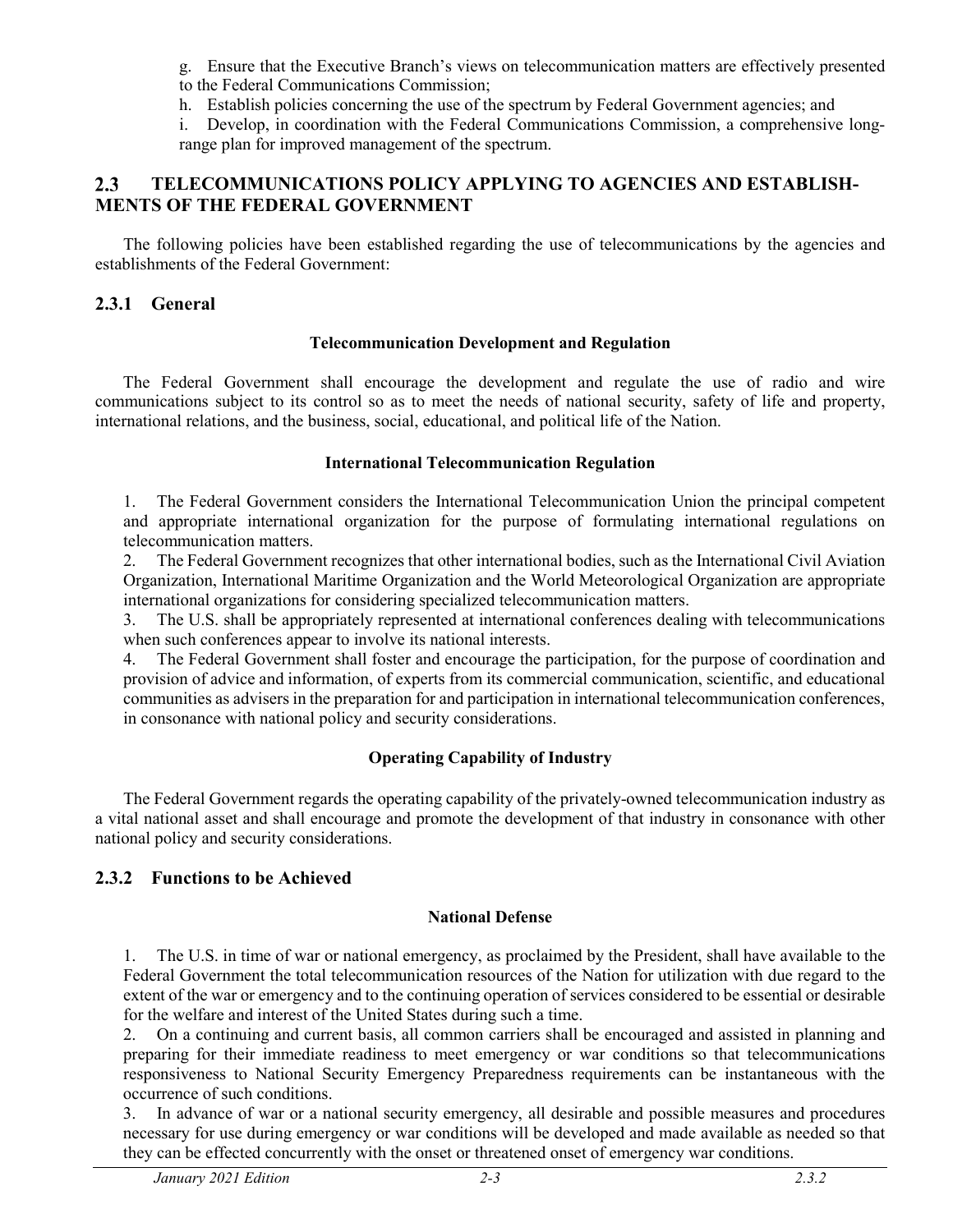g. Ensure that the Executive Branch's views on telecommunication matters are effectively presented to the Federal Communications Commission;

h. Establish policies concerning the use of the spectrum by Federal Government agencies; and

i. Develop, in coordination with the Federal Communications Commission, a comprehensive long-range plan for improved management of the spectrum.

## 2.3 TELECOMMUNICATIONS POLICY APPLYING TO AGENCIES AND ESTABLISHMENTS OF THE FEDERAL GOVERNMENT

The following policies have been established regarding the use of telecommunications by the agencies and establishments of the Federal Government:

### 2.3.1 General

**Telecommunication Development and Regulation**

The Federal Government shall encourage the development and regulate the use of radio and wire communications subject to its control so as to meet the needs of national security, safety of life and property, international relations, and the business, social, educational, and political life of the Nation.

**International Telecommunication Regulation**

1. The Federal Government considers the International Telecommunication Union the principal competent and appropriate international organization for the purpose of formulating international regulations on telecommunication matters.
2. The Federal Government recognizes that other international bodies, such as the International Civil Aviation Organization, International Maritime Organization and the World Meteorological Organization are appropriate international organizations for considering specialized telecommunication matters.
3. The U.S. shall be appropriately represented at international conferences dealing with telecommunications when such conferences appear to involve its national interests.
4. The Federal Government shall foster and encourage the participation, for the purpose of coordination and provision of advice and information, of experts from its commercial communication, scientific, and educational communities as advisers in the preparation for and participation in international telecommunication conferences, in consonance with national policy and security considerations.

**Operating Capability of Industry**

The Federal Government regards the operating capability of the privately-owned telecommunication industry as a vital national asset and shall encourage and promote the development of that industry in consonance with other national policy and security considerations.

### 2.3.2 Functions to be Achieved

**National Defense**

1. The U.S. in time of war or national emergency, as proclaimed by the President, shall have available to the Federal Government the total telecommunication resources of the Nation for utilization with due regard to the extent of the war or emergency and to the continuing operation of services considered to be essential or desirable for the welfare and interest of the United States during such a time.
2. On a continuing and current basis, all common carriers shall be encouraged and assisted in planning and preparing for their immediate readiness to meet emergency or war conditions so that telecommunications responsiveness to National Security Emergency Preparedness requirements can be instantaneous with the occurrence of such conditions.
3. In advance of war or a national security emergency, all desirable and possible measures and procedures necessary for use during emergency or war conditions will be developed and made available as needed so that they can be effected concurrently with the onset or threatened onset of emergency war conditions.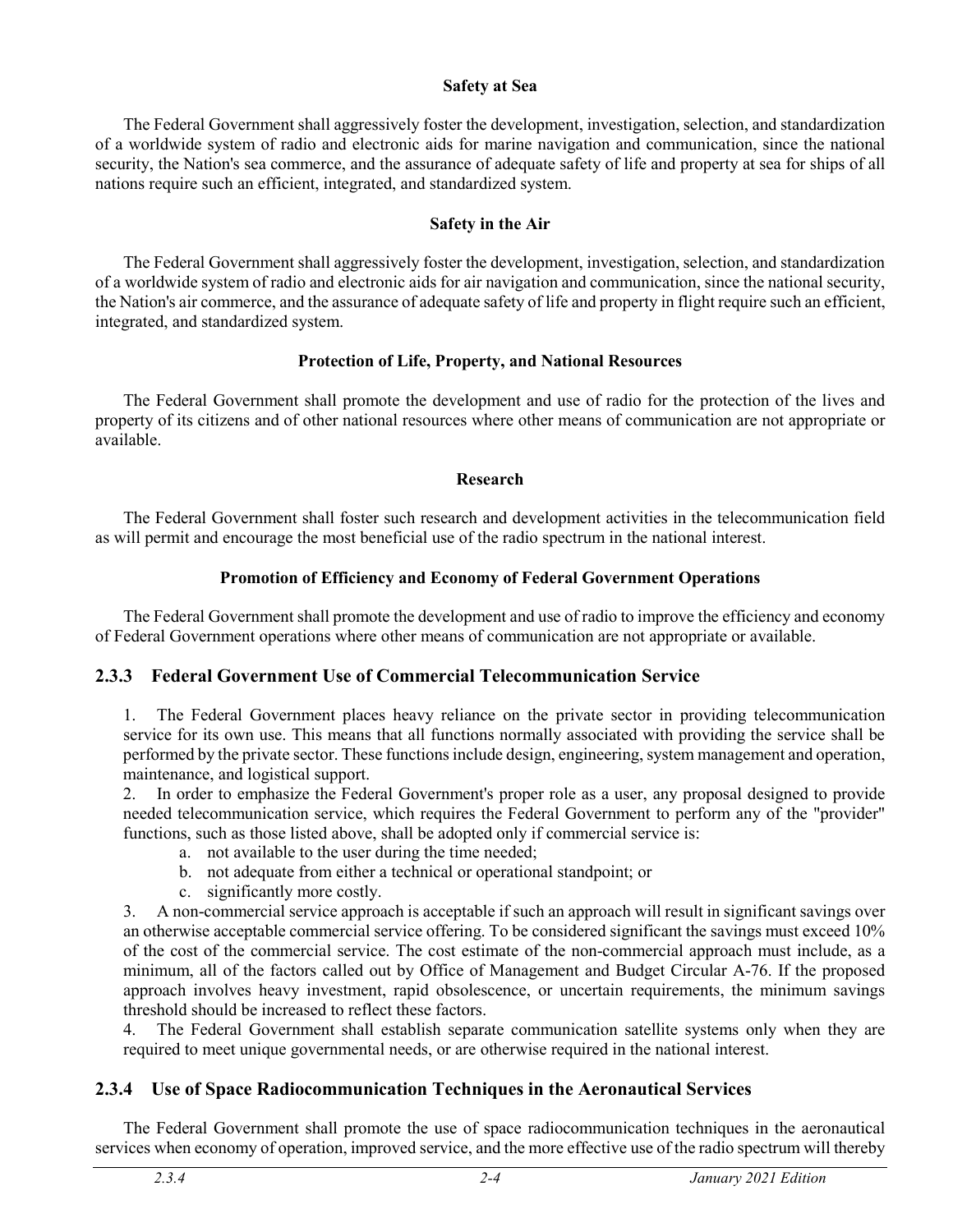**Safety at Sea**

The Federal Government shall aggressively foster the development, investigation, selection, and standardization of a worldwide system of radio and electronic aids for marine navigation and communication, since the national security, the Nation's sea commerce, and the assurance of adequate safety of life and property at sea for ships of all nations require such an efficient, integrated, and standardized system.

**Safety in the Air**

The Federal Government shall aggressively foster the development, investigation, selection, and standardization of a worldwide system of radio and electronic aids for air navigation and communication, since the national security, the Nation's air commerce, and the assurance of adequate safety of life and property in flight require such an efficient, integrated, and standardized system.

**Protection of Life, Property, and National Resources**

The Federal Government shall promote the development and use of radio for the protection of the lives and property of its citizens and of other national resources where other means of communication are not appropriate or available.

**Research**

The Federal Government shall foster such research and development activities in the telecommunication field as will permit and encourage the most beneficial use of the radio spectrum in the national interest.

**Promotion of Efficiency and Economy of Federal Government Operations**

The Federal Government shall promote the development and use of radio to improve the efficiency and economy of Federal Government operations where other means of communication are not appropriate or available.

### 2.3.3 Federal Government Use of Commercial Telecommunication Service

1. The Federal Government places heavy reliance on the private sector in providing telecommunication service for its own use. This means that all functions normally associated with providing the service shall be performed by the private sector. These functions include design, engineering, system management and operation, maintenance, and logistical support.
2. In order to emphasize the Federal Government's proper role as a user, any proposal designed to provide needed telecommunication service, which requires the Federal Government to perform any of the "provider" functions, such as those listed above, shall be adopted only if commercial service is:
   a. not available to the user during the time needed;
   b. not adequate from either a technical or operational standpoint; or
   c. significantly more costly.
3. A non-commercial service approach is acceptable if such an approach will result in significant savings over an otherwise acceptable commercial service offering. To be considered significant the savings must exceed 10% of the cost of the commercial service. The cost estimate of the non-commercial approach must include, as a minimum, all of the factors called out by Office of Management and Budget Circular A-76. If the proposed approach involves heavy investment, rapid obsolescence, or uncertain requirements, the minimum savings threshold should be increased to reflect these factors.
4. The Federal Government shall establish separate communication satellite systems only when they are required to meet unique governmental needs, or are otherwise required in the national interest.

### 2.3.4 Use of Space Radiocommunication Techniques in the Aeronautical Services

The Federal Government shall promote the use of space radiocommunication techniques in the aeronautical services when economy of operation, improved service, and the more effective use of the radio spectrum will thereby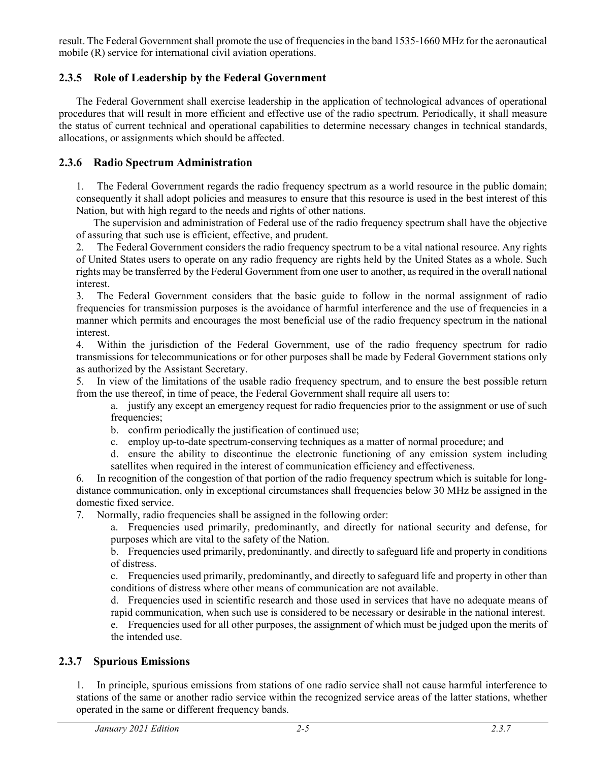result. The Federal Government shall promote the use of frequencies in the band 1535-1660 MHz for the aeronautical mobile (R) service for international civil aviation operations.

### 2.3.5 Role of Leadership by the Federal Government

The Federal Government shall exercise leadership in the application of technological advances of operational procedures that will result in more efficient and effective use of the radio spectrum. Periodically, it shall measure the status of current technical and operational capabilities to determine necessary changes in technical standards, allocations, or assignments which should be affected.

### 2.3.6 Radio Spectrum Administration

1. The Federal Government regards the radio frequency spectrum as a world resource in the public domain; consequently it shall adopt policies and measures to ensure that this resource is used in the best interest of this Nation, but with high regard to the needs and rights of other nations.

   The supervision and administration of Federal use of the radio frequency spectrum shall have the objective of assuring that such use is efficient, effective, and prudent.

2. The Federal Government considers the radio frequency spectrum to be a vital national resource. Any rights of United States users to operate on any radio frequency are rights held by the United States as a whole. Such rights may be transferred by the Federal Government from one user to another, as required in the overall national interest.

3. The Federal Government considers that the basic guide to follow in the normal assignment of radio frequencies for transmission purposes is the avoidance of harmful interference and the use of frequencies in a manner which permits and encourages the most beneficial use of the radio frequency spectrum in the national interest.

4. Within the jurisdiction of the Federal Government, use of the radio frequency spectrum for radio transmissions for telecommunications or for other purposes shall be made by Federal Government stations only as authorized by the Assistant Secretary.

5. In view of the limitations of the usable radio frequency spectrum, and to ensure the best possible return from the use thereof, in time of peace, the Federal Government shall require all users to:

   a. justify any except an emergency request for radio frequencies prior to the assignment or use of such frequencies;

   b. confirm periodically the justification of continued use;

   c. employ up-to-date spectrum-conserving techniques as a matter of normal procedure; and

   d. ensure the ability to discontinue the electronic functioning of any emission system including satellites when required in the interest of communication efficiency and effectiveness.

6. In recognition of the congestion of that portion of the radio frequency spectrum which is suitable for long-distance communication, only in exceptional circumstances shall frequencies below 30 MHz be assigned in the domestic fixed service.

7. Normally, radio frequencies shall be assigned in the following order:

   a. Frequencies used primarily, predominantly, and directly for national security and defense, for purposes which are vital to the safety of the Nation.

   b. Frequencies used primarily, predominantly, and directly to safeguard life and property in conditions of distress.

   c. Frequencies used primarily, predominantly, and directly to safeguard life and property in other than conditions of distress where other means of communication are not available.

   d. Frequencies used in scientific research and those used in services that have no adequate means of rapid communication, when such use is considered to be necessary or desirable in the national interest.

   e. Frequencies used for all other purposes, the assignment of which must be judged upon the merits of the intended use.

### 2.3.7 Spurious Emissions

1. In principle, spurious emissions from stations of one radio service shall not cause harmful interference to stations of the same or another radio service within the recognized service areas of the latter stations, whether operated in the same or different frequency bands.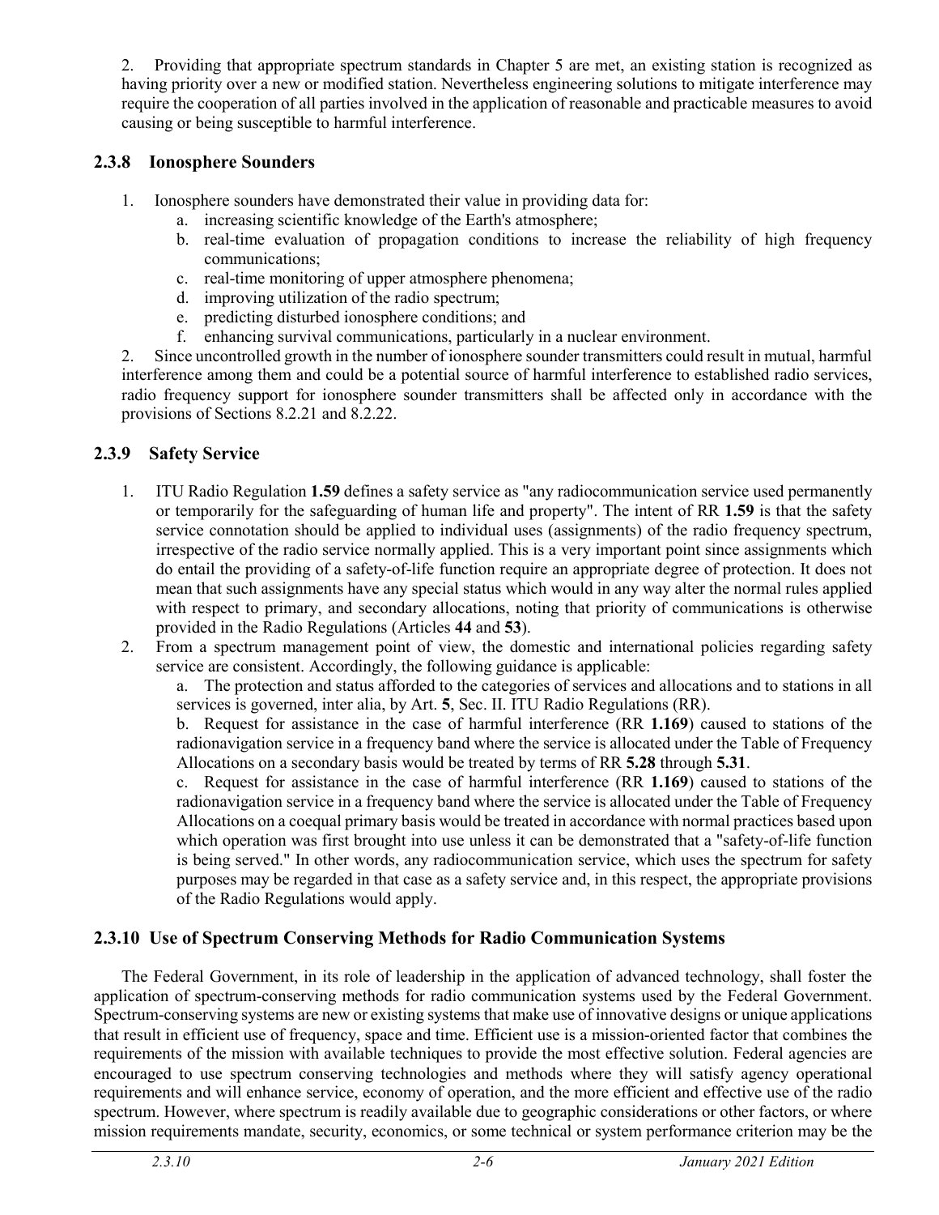2. Providing that appropriate spectrum standards in Chapter 5 are met, an existing station is recognized as having priority over a new or modified station. Nevertheless engineering solutions to mitigate interference may require the cooperation of all parties involved in the application of reasonable and practicable measures to avoid causing or being susceptible to harmful interference.

### 2.3.8 Ionosphere Sounders

1. Ionosphere sounders have demonstrated their value in providing data for:
   a. increasing scientific knowledge of the Earth's atmosphere;
   b. real-time evaluation of propagation conditions to increase the reliability of high frequency communications;
   c. real-time monitoring of upper atmosphere phenomena;
   d. improving utilization of the radio spectrum;
   e. predicting disturbed ionosphere conditions; and
   f. enhancing survival communications, particularly in a nuclear environment.

2. Since uncontrolled growth in the number of ionosphere sounder transmitters could result in mutual, harmful interference among them and could be a potential source of harmful interference to established radio services, radio frequency support for ionosphere sounder transmitters shall be affected only in accordance with the provisions of Sections 8.2.21 and 8.2.22.

### 2.3.9 Safety Service

1. ITU Radio Regulation **1.59** defines a safety service as "any radiocommunication service used permanently or temporarily for the safeguarding of human life and property". The intent of RR **1.59** is that the safety service connotation should be applied to individual uses (assignments) of the radio frequency spectrum, irrespective of the radio service normally applied. This is a very important point since assignments which do entail the providing of a safety-of-life function require an appropriate degree of protection. It does not mean that such assignments have any special status which would in any way alter the normal rules applied with respect to primary, and secondary allocations, noting that priority of communications is otherwise provided in the Radio Regulations (Articles **44** and **53**).
2. From a spectrum management point of view, the domestic and international policies regarding safety service are consistent. Accordingly, the following guidance is applicable:

   a. The protection and status afforded to the categories of services and allocations and to stations in all services is governed, inter alia, by Art. **5**, Sec. II. ITU Radio Regulations (RR).

   b. Request for assistance in the case of harmful interference (RR **1.169**) caused to stations of the radionavigation service in a frequency band where the service is allocated under the Table of Frequency Allocations on a secondary basis would be treated by terms of RR **5.28** through **5.31**.

   c. Request for assistance in the case of harmful interference (RR **1.169**) caused to stations of the radionavigation service in a frequency band where the service is allocated under the Table of Frequency Allocations on a coequal primary basis would be treated in accordance with normal practices based upon which operation was first brought into use unless it can be demonstrated that a "safety-of-life function is being served." In other words, any radiocommunication service, which uses the spectrum for safety purposes may be regarded in that case as a safety service and, in this respect, the appropriate provisions of the Radio Regulations would apply.

### 2.3.10 Use of Spectrum Conserving Methods for Radio Communication Systems

The Federal Government, in its role of leadership in the application of advanced technology, shall foster the application of spectrum-conserving methods for radio communication systems used by the Federal Government. Spectrum-conserving systems are new or existing systems that make use of innovative designs or unique applications that result in efficient use of frequency, space and time. Efficient use is a mission-oriented factor that combines the requirements of the mission with available techniques to provide the most effective solution. Federal agencies are encouraged to use spectrum conserving technologies and methods where they will satisfy agency operational requirements and will enhance service, economy of operation, and the more efficient and effective use of the radio spectrum. However, where spectrum is readily available due to geographic considerations or other factors, or where mission requirements mandate, security, economics, or some technical or system performance criterion may be the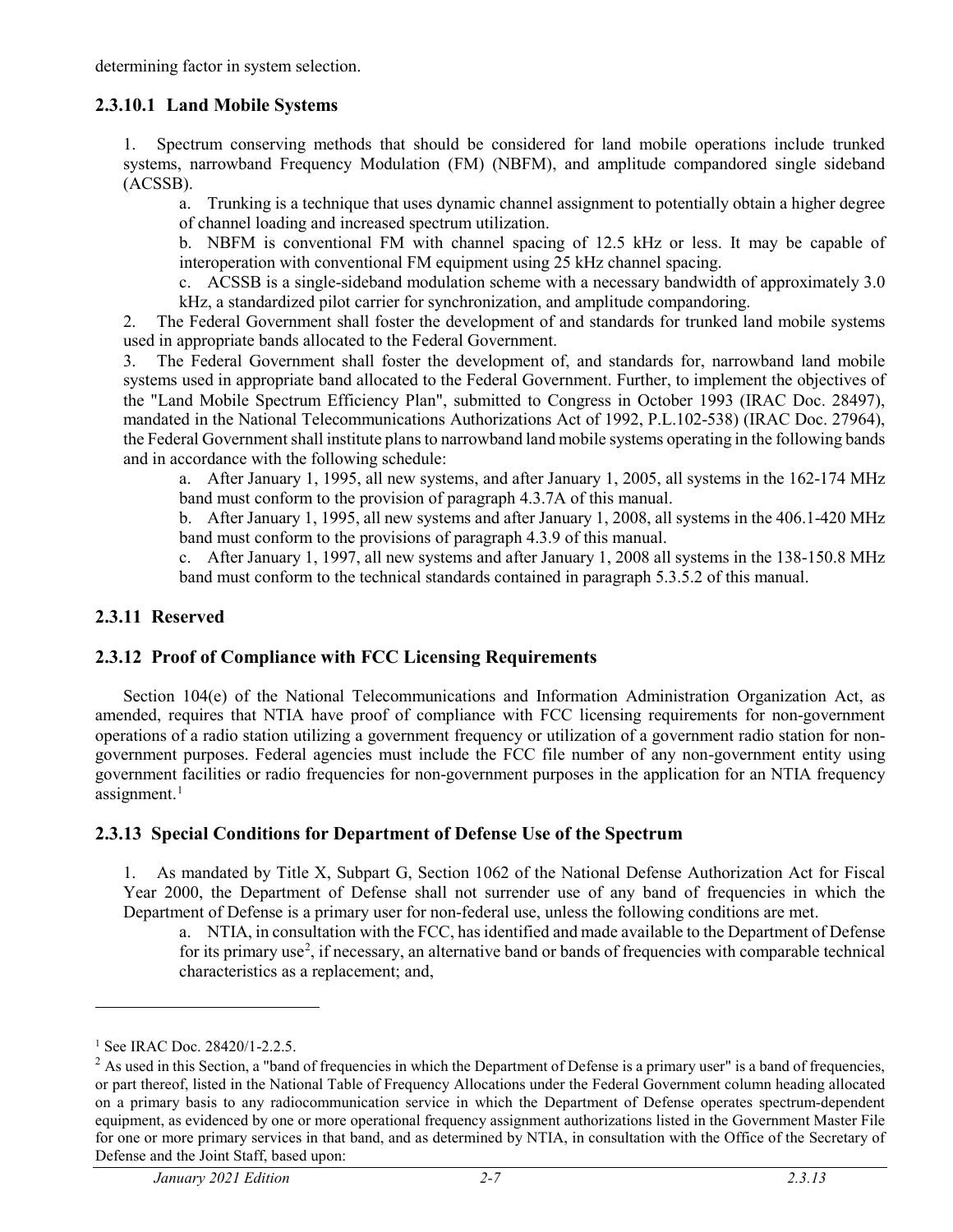determining factor in system selection.

### 2.3.10.1 Land Mobile Systems

1. Spectrum conserving methods that should be considered for land mobile operations include trunked systems, narrowband Frequency Modulation (FM) (NBFM), and amplitude compandored single sideband (ACSSB).

    a. Trunking is a technique that uses dynamic channel assignment to potentially obtain a higher degree of channel loading and increased spectrum utilization.

    b. NBFM is conventional FM with channel spacing of 12.5 kHz or less. It may be capable of interoperation with conventional FM equipment using 25 kHz channel spacing.

    c. ACSSB is a single-sideband modulation scheme with a necessary bandwidth of approximately 3.0 kHz, a standardized pilot carrier for synchronization, and amplitude compandoring.

2. The Federal Government shall foster the development of and standards for trunked land mobile systems used in appropriate bands allocated to the Federal Government.

3. The Federal Government shall foster the development of, and standards for, narrowband land mobile systems used in appropriate band allocated to the Federal Government. Further, to implement the objectives of the "Land Mobile Spectrum Efficiency Plan", submitted to Congress in October 1993 (IRAC Doc. 28497), mandated in the National Telecommunications Authorizations Act of 1992, P.L.102-538) (IRAC Doc. 27964), the Federal Government shall institute plans to narrowband land mobile systems operating in the following bands and in accordance with the following schedule:

    a. After January 1, 1995, all new systems, and after January 1, 2005, all systems in the 162-174 MHz band must conform to the provision of paragraph 4.3.7A of this manual.

    b. After January 1, 1995, all new systems and after January 1, 2008, all systems in the 406.1-420 MHz band must conform to the provisions of paragraph 4.3.9 of this manual.

    c. After January 1, 1997, all new systems and after January 1, 2008 all systems in the 138-150.8 MHz band must conform to the technical standards contained in paragraph 5.3.5.2 of this manual.

## 2.3.11 Reserved

## 2.3.12 Proof of Compliance with FCC Licensing Requirements

Section 104(e) of the National Telecommunications and Information Administration Organization Act, as amended, requires that NTIA have proof of compliance with FCC licensing requirements for non-government operations of a radio station utilizing a government frequency or utilization of a government radio station for non-government purposes. Federal agencies must include the FCC file number of any non-government entity using government facilities or radio frequencies for non-government purposes in the application for an NTIA frequency assignment.[1]

## 2.3.13 Special Conditions for Department of Defense Use of the Spectrum

1. As mandated by Title X, Subpart G, Section 1062 of the National Defense Authorization Act for Fiscal Year 2000, the Department of Defense shall not surrender use of any band of frequencies in which the Department of Defense is a primary user for non-federal use, unless the following conditions are met.

    a. NTIA, in consultation with the FCC, has identified and made available to the Department of Defense for its primary use[2], if necessary, an alternative band or bands of frequencies with comparable technical characteristics as a replacement; and,

---

[1] See IRAC Doc. 28420/1-2.2.5.

[2] As used in this Section, a "band of frequencies in which the Department of Defense is a primary user" is a band of frequencies, or part thereof, listed in the National Table of Frequency Allocations under the Federal Government column heading allocated on a primary basis to any radiocommunication service in which the Department of Defense operates spectrum-dependent equipment, as evidenced by one or more operational frequency assignment authorizations listed in the Government Master File for one or more primary services in that band, and as determined by NTIA, in consultation with the Office of the Secretary of Defense and the Joint Staff, based upon: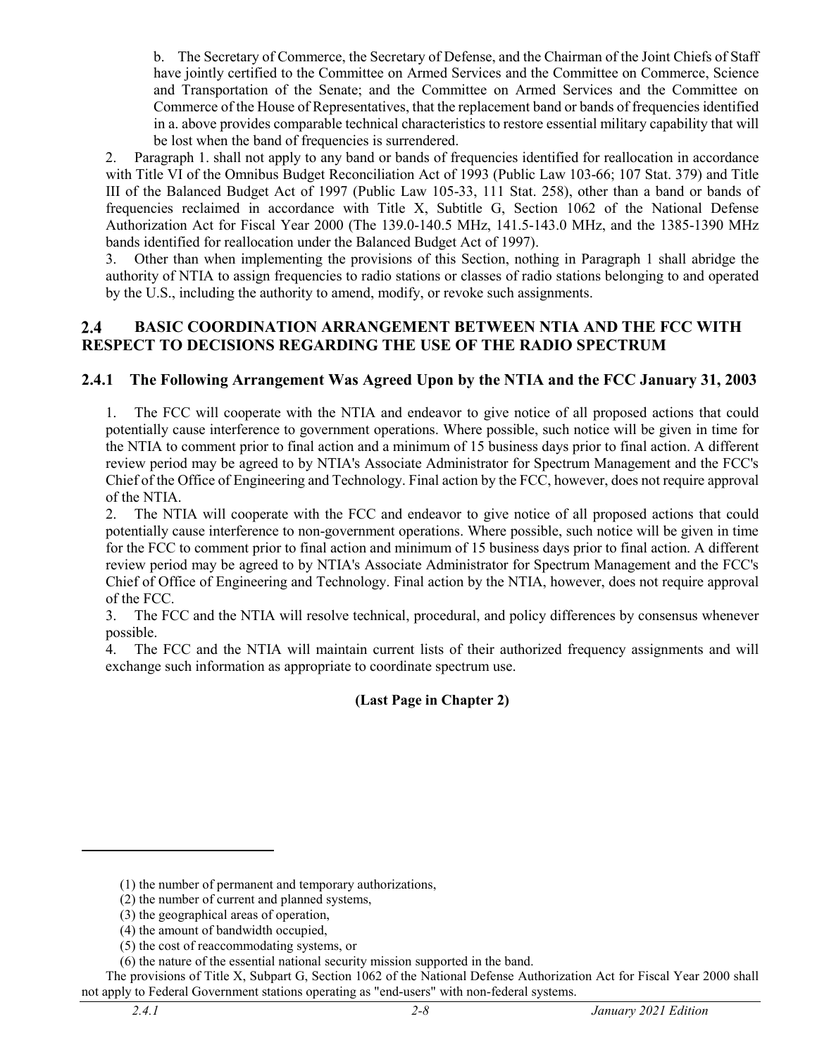b. The Secretary of Commerce, the Secretary of Defense, and the Chairman of the Joint Chiefs of Staff have jointly certified to the Committee on Armed Services and the Committee on Commerce, Science and Transportation of the Senate; and the Committee on Armed Services and the Committee on Commerce of the House of Representatives, that the replacement band or bands of frequencies identified in a. above provides comparable technical characteristics to restore essential military capability that will be lost when the band of frequencies is surrendered.

2. Paragraph 1. shall not apply to any band or bands of frequencies identified for reallocation in accordance with Title VI of the Omnibus Budget Reconciliation Act of 1993 (Public Law 103-66; 107 Stat. 379) and Title III of the Balanced Budget Act of 1997 (Public Law 105-33, 111 Stat. 258), other than a band or bands of frequencies reclaimed in accordance with Title X, Subtitle G, Section 1062 of the National Defense Authorization Act for Fiscal Year 2000 (The 139.0-140.5 MHz, 141.5-143.0 MHz, and the 1385-1390 MHz bands identified for reallocation under the Balanced Budget Act of 1997).

3. Other than when implementing the provisions of this Section, nothing in Paragraph 1 shall abridge the authority of NTIA to assign frequencies to radio stations or classes of radio stations belonging to and operated by the U.S., including the authority to amend, modify, or revoke such assignments.

## 2.4 BASIC COORDINATION ARRANGEMENT BETWEEN NTIA AND THE FCC WITH RESPECT TO DECISIONS REGARDING THE USE OF THE RADIO SPECTRUM

### 2.4.1 The Following Arrangement Was Agreed Upon by the NTIA and the FCC January 31, 2003

1. The FCC will cooperate with the NTIA and endeavor to give notice of all proposed actions that could potentially cause interference to government operations. Where possible, such notice will be given in time for the NTIA to comment prior to final action and a minimum of 15 business days prior to final action. A different review period may be agreed to by NTIA's Associate Administrator for Spectrum Management and the FCC's Chief of the Office of Engineering and Technology. Final action by the FCC, however, does not require approval of the NTIA.

2. The NTIA will cooperate with the FCC and endeavor to give notice of all proposed actions that could potentially cause interference to non-government operations. Where possible, such notice will be given in time for the FCC to comment prior to final action and minimum of 15 business days prior to final action. A different review period may be agreed to by NTIA's Associate Administrator for Spectrum Management and the FCC's Chief of Office of Engineering and Technology. Final action by the NTIA, however, does not require approval of the FCC.

3. The FCC and the NTIA will resolve technical, procedural, and policy differences by consensus whenever possible.

4. The FCC and the NTIA will maintain current lists of their authorized frequency assignments and will exchange such information as appropriate to coordinate spectrum use.

**(Last Page in Chapter 2)**

---

(1) the number of permanent and temporary authorizations,
(2) the number of current and planned systems,
(3) the geographical areas of operation,
(4) the amount of bandwidth occupied,
(5) the cost of reaccommodating systems, or
(6) the nature of the essential national security mission supported in the band.

The provisions of Title X, Subpart G, Section 1062 of the National Defense Authorization Act for Fiscal Year 2000 shall not apply to Federal Government stations operating as "end-users" with non-federal systems.